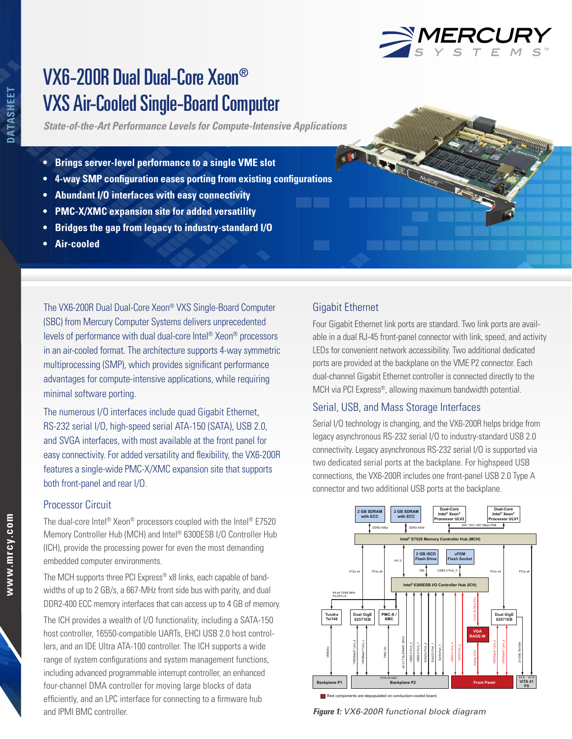# VX6-200R Dual Dual-Core Xeon® VXS Air-Cooled Single-Board Computer

***State-of-the-Art Performance Levels for Compute-Intensive Applications***

- **Brings server-level performance to a single VME slot**
- **4-way SMP configuration eases porting from existing configurations**
- **Abundant I/O interfaces with easy connectivity**
- **PMC-X/XMC expansion site for added versatility**
- **Bridges the gap from legacy to industry-standard I/O**
- **Air-cooled**

The VX6-200R Dual Dual-Core Xeon® VXS Single-Board Computer (SBC) from Mercury Computer Systems delivers unprecedented levels of performance with dual dual-core Intel® Xeon® processors in an air-cooled format. The architecture supports 4-way symmetric multiprocessing (SMP), which provides significant performance advantages for compute-intensive applications, while requiring minimal software porting.

The numerous I/O interfaces include quad Gigabit Ethernet, RS-232 serial I/O, high-speed serial ATA-150 (SATA), USB 2.0, and SVGA interfaces, with most available at the front panel for easy connectivity. For added versatility and flexibility, the VX6-200R features a single-wide PMC-X/XMC expansion site that supports both front-panel and rear I/O.

## Processor Circuit

The dual-core Intel® Xeon® processors coupled with the Intel® E7520 Memory Controller Hub (MCH) and Intel® 6300ESB I/O Controller Hub (ICH), provide the processing power for even the most demanding embedded computer environments.

The MCH supports three PCI Express® x8 links, each capable of bandwidths of up to 2 GB/s, a 667-MHz front side bus with parity, and dual DDR2-400 ECC memory interfaces that can access up to 4 GB of memory.

The ICH provides a wealth of I/O functionality, including a SATA-150 host controller, 16550-compatible UARTs, EHCI USB 2.0 host controllers, and an IDE Ultra ATA-100 controller. The ICH supports a wide range of system configurations and system management functions, including advanced programmable interrupt controller, an enhanced four-channel DMA controller for moving large blocks of data efficiently, and an LPC interface for connecting to a firmware hub and IPMI BMC controller.

## Gigabit Ethernet

Four Gigabit Ethernet link ports are standard. Two link ports are available in a dual RJ-45 front-panel connector with link, speed, and activity LEDs for convenient network accessibility. Two additional dedicated ports are provided at the backplane on the VME P2 connector. Each dual-channel Gigabit Ethernet controller is connected directly to the MCH via PCI Express®, allowing maximum bandwidth potential.

## Serial, USB, and Mass Storage Interfaces

Serial I/O technology is changing, and the VX6-200R helps bridge from legacy asynchronous RS-232 serial I/O to industry-standard USB 2.0 connectivity. Legacy asynchronous RS-232 serial I/O is supported via two dedicated serial ports at the backplane. For highspeed USB connections, the VX6-200R includes one front-panel USB 2.0 Type A connector and two additional USB ports at the backplane.

*Figure 1: VX6-200R functional block diagram*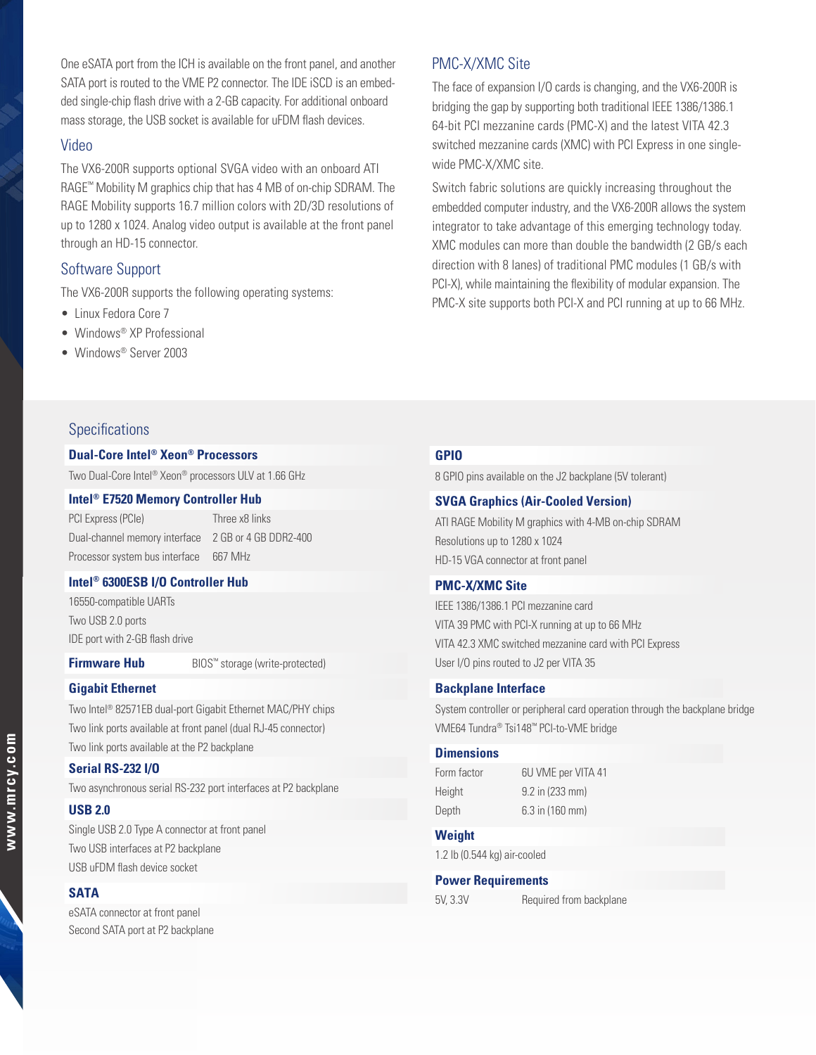One eSATA port from the ICH is available on the front panel, and another SATA port is routed to the VME P2 connector. The IDE iSCD is an embedded single-chip flash drive with a 2-GB capacity. For additional onboard mass storage, the USB socket is available for uFDM flash devices.

## Video

The VX6-200R supports optional SVGA video with an onboard ATI RAGE™ Mobility M graphics chip that has 4 MB of on-chip SDRAM. The RAGE Mobility supports 16.7 million colors with 2D/3D resolutions of up to 1280 x 1024. Analog video output is available at the front panel through an HD-15 connector.

## Software Support

The VX6-200R supports the following operating systems:

- Linux Fedora Core 7
- Windows® XP Professional
- Windows® Server 2003

## PMC-X/XMC Site

The face of expansion I/O cards is changing, and the VX6-200R is bridging the gap by supporting both traditional IEEE 1386/1386.1 64-bit PCI mezzanine cards (PMC-X) and the latest VITA 42.3 switched mezzanine cards (XMC) with PCI Express in one single-wide PMC-X/XMC site.

Switch fabric solutions are quickly increasing throughout the embedded computer industry, and the VX6-200R allows the system integrator to take advantage of this emerging technology today. XMC modules can more than double the bandwidth (2 GB/s each direction with 8 lanes) of traditional PMC modules (1 GB/s with PCI-X), while maintaining the flexibility of modular expansion. The PMC-X site supports both PCI-X and PCI running at up to 66 MHz.

## Specifications

**Dual-Core Intel® Xeon® Processors**

Two Dual-Core Intel® Xeon® processors ULV at 1.66 GHz

**Intel® E7520 Memory Controller Hub**

| | |
|---|---|
| PCI Express (PCIe) | Three x8 links |
| Dual-channel memory interface | 2 GB or 4 GB DDR2-400 |
| Processor system bus interface | 667 MHz |

**Intel® 6300ESB I/O Controller Hub**

16550-compatible UARTs
Two USB 2.0 ports
IDE port with 2-GB flash drive

**Firmware Hub** BIOS™ storage (write-protected)

**Gigabit Ethernet**

Two Intel® 82571EB dual-port Gigabit Ethernet MAC/PHY chips
Two link ports available at front panel (dual RJ-45 connector)
Two link ports available at the P2 backplane

**Serial RS-232 I/O**

Two asynchronous serial RS-232 port interfaces at P2 backplane

**USB 2.0**

Single USB 2.0 Type A connector at front panel
Two USB interfaces at P2 backplane
USB uFDM flash device socket

**SATA**

eSATA connector at front panel
Second SATA port at P2 backplane

**GPIO**

8 GPIO pins available on the J2 backplane (5V tolerant)

**SVGA Graphics (Air-Cooled Version)**

ATI RAGE Mobility M graphics with 4-MB on-chip SDRAM
Resolutions up to 1280 x 1024
HD-15 VGA connector at front panel

**PMC-X/XMC Site**

IEEE 1386/1386.1 PCI mezzanine card
VITA 39 PMC with PCI-X running at up to 66 MHz
VITA 42.3 XMC switched mezzanine card with PCI Express
User I/O pins routed to J2 per VITA 35

**Backplane Interface**

System controller or peripheral card operation through the backplane bridge
VME64 Tundra® Tsi148™ PCI-to-VME bridge

**Dimensions**

| | |
|---|---|
| Form factor | 6U VME per VITA 41 |
| Height | 9.2 in (233 mm) |
| Depth | 6.3 in (160 mm) |

**Weight**

1.2 lb (0.544 kg) air-cooled

**Power Requirements**

| | |
|---|---|
| 5V, 3.3V | Required from backplane |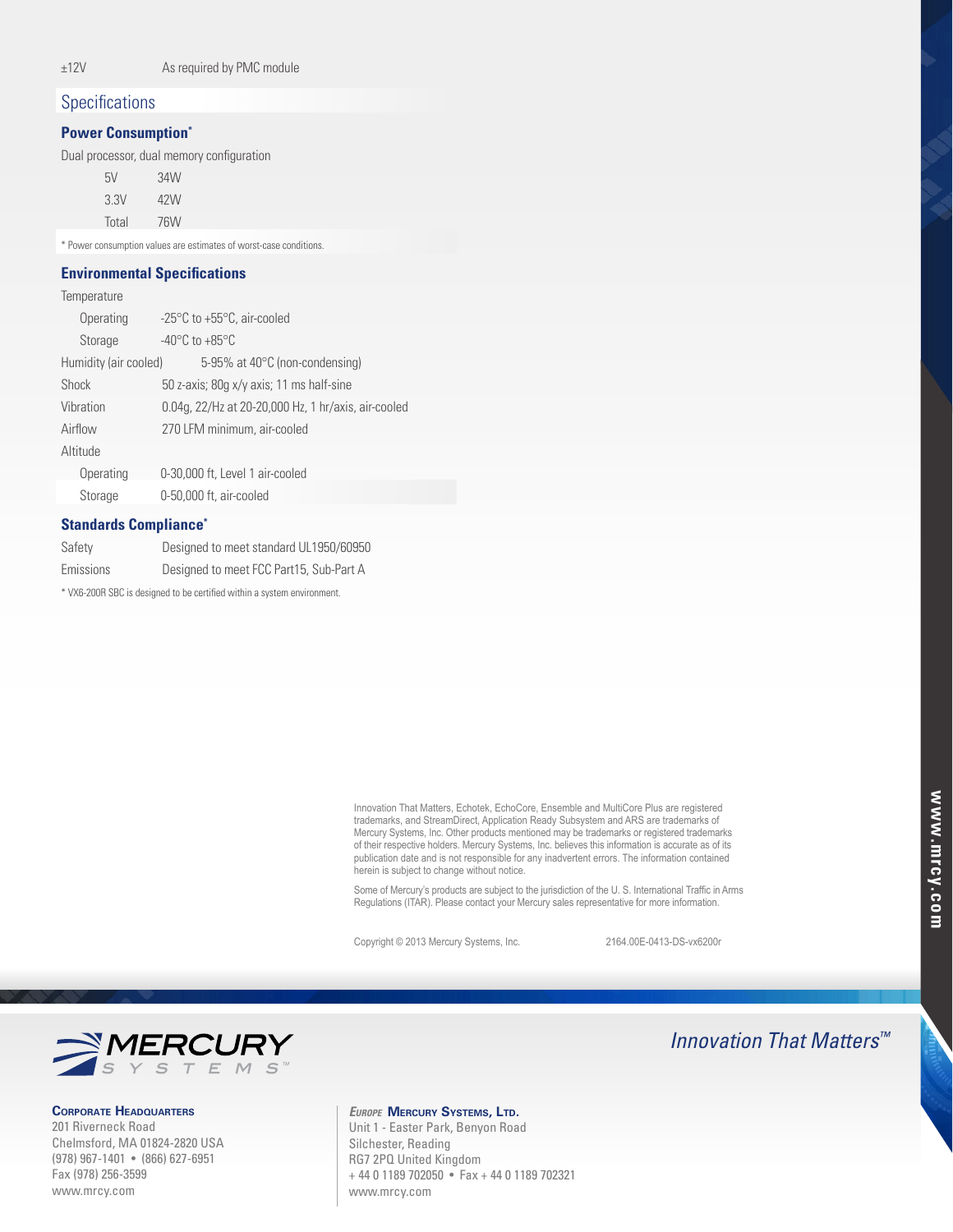| | |
|---|---|
| ±12V | As required by PMC module |

## Specifications

### Power Consumption*

Dual processor, dual memory configuration

| | |
|---|---|
| 5V | 34W |
| 3.3V | 42W |
| Total | 76W |

* Power consumption values are estimates of worst-case conditions.

### Environmental Specifications

| | |
|---|---|
| Temperature | |
| Operating | -25°C to +55°C, air-cooled |
| Storage | -40°C to +85°C |
| Humidity (air cooled) | 5-95% at 40°C (non-condensing) |
| Shock | 50 z-axis; 80g x/y axis; 11 ms half-sine |
| Vibration | 0.04g, 22/Hz at 20-20,000 Hz, 1 hr/axis, air-cooled |
| Airflow | 270 LFM minimum, air-cooled |
| Altitude | |
| Operating | 0-30,000 ft, Level 1 air-cooled |
| Storage | 0-50,000 ft, air-cooled |

### Standards Compliance*

| | |
|---|---|
| Safety | Designed to meet standard UL1950/60950 |
| Emissions | Designed to meet FCC Part15, Sub-Part A |

* VX6-200R SBC is designed to be certified within a system environment.

Innovation That Matters, Echotek, EchoCore, Ensemble and MultiCore Plus are registered trademarks, and StreamDirect, Application Ready Subsystem and ARS are trademarks of Mercury Systems, Inc. Other products mentioned may be trademarks or registered trademarks of their respective holders. Mercury Systems, Inc. believes this information is accurate as of its publication date and is not responsible for any inadvertent errors. The information contained herein is subject to change without notice.

Some of Mercury's products are subject to the jurisdiction of the U. S. International Traffic in Arms Regulations (ITAR). Please contact your Mercury sales representative for more information.

Copyright © 2013 Mercury Systems, Inc. 2164.00E-0413-DS-vx6200r

www.mrcy.com

MERCURY SYSTEMS™

*Innovation That Matters™*

**Corporate Headquarters**
201 Riverneck Road
Chelmsford, MA 01824-2820 USA
(978) 967-1401 • (866) 627-6951
Fax (978) 256-3599
www.mrcy.com

***Europe* Mercury Systems, Ltd.**
Unit 1 - Easter Park, Benyon Road
Silchester, Reading
RG7 2PQ United Kingdom
+ 44 0 1189 702050 • Fax + 44 0 1189 702321
www.mrcy.com